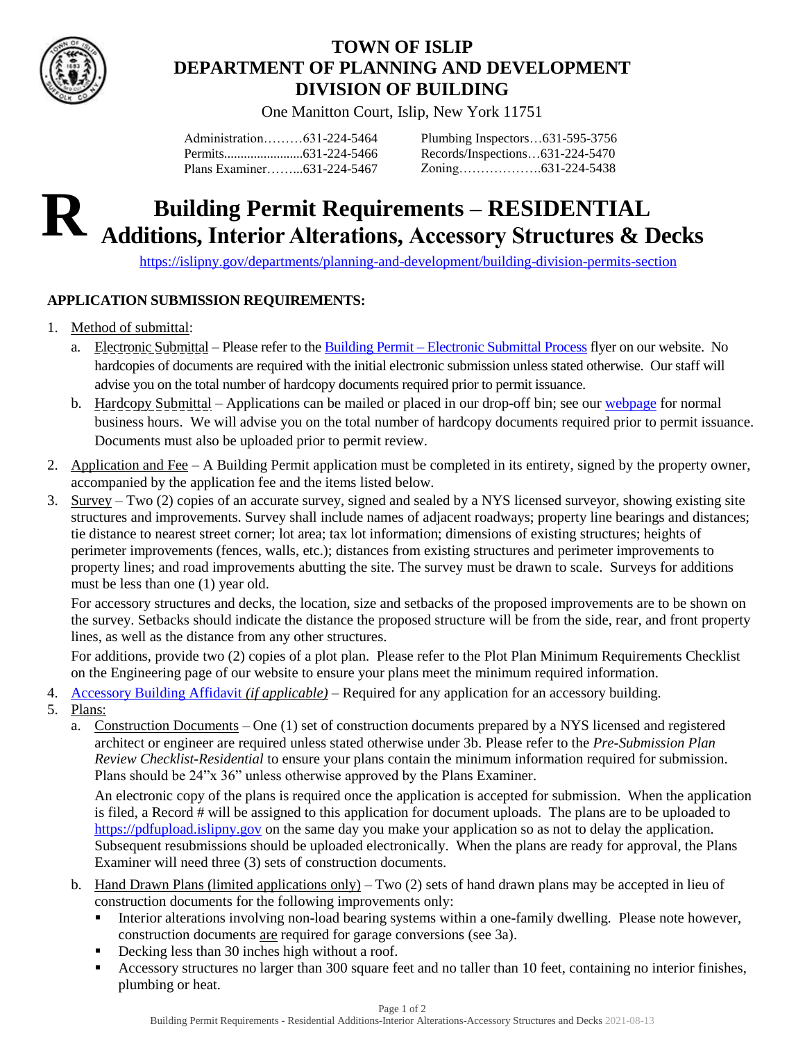# TOWN OF ISLIP
# DEPARTMENT OF PLANNING AND DEVELOPMENT
# DIVISION OF BUILDING

One Manitton Court, Islip, New York 11751

Administration.........631-224-5464
Permits........................631-224-5466
Plans Examiner.........631-224-5467
Plumbing Inspectors…631-595-3756
Records/Inspections…631-224-5470
Zoning……………….631-224-5438

# R Building Permit Requirements – RESIDENTIAL Additions, Interior Alterations, Accessory Structures & Decks

https://islipny.gov/departments/planning-and-development/building-division-permits-section

## APPLICATION SUBMISSION REQUIREMENTS:

1. Method of submittal:
   a. Electronic Submittal – Please refer to the Building Permit – Electronic Submittal Process flyer on our website. No hardcopies of documents are required with the initial electronic submission unless stated otherwise. Our staff will advise you on the total number of hardcopy documents required prior to permit issuance.
   b. Hardcopy Submittal – Applications can be mailed or placed in our drop-off bin; see our webpage for normal business hours. We will advise you on the total number of hardcopy documents required prior to permit issuance. Documents must also be uploaded prior to permit review.
2. Application and Fee – A Building Permit application must be completed in its entirety, signed by the property owner, accompanied by the application fee and the items listed below.
3. Survey – Two (2) copies of an accurate survey, signed and sealed by a NYS licensed surveyor, showing existing site structures and improvements. Survey shall include names of adjacent roadways; property line bearings and distances; tie distance to nearest street corner; lot area; tax lot information; dimensions of existing structures; heights of perimeter improvements (fences, walls, etc.); distances from existing structures and perimeter improvements to property lines; and road improvements abutting the site. The survey must be drawn to scale. Surveys for additions must be less than one (1) year old.

   For accessory structures and decks, the location, size and setbacks of the proposed improvements are to be shown on the survey. Setbacks should indicate the distance the proposed structure will be from the side, rear, and front property lines, as well as the distance from any other structures.

   For additions, provide two (2) copies of a plot plan. Please refer to the Plot Plan Minimum Requirements Checklist on the Engineering page of our website to ensure your plans meet the minimum required information.
4. Accessory Building Affidavit *(if applicable)* – Required for any application for an accessory building.
5. Plans:
   a. Construction Documents – One (1) set of construction documents prepared by a NYS licensed and registered architect or engineer are required unless stated otherwise under 3b. Please refer to the *Pre-Submission Plan Review Checklist-Residential* to ensure your plans contain the minimum information required for submission. Plans should be 24"x 36" unless otherwise approved by the Plans Examiner.

      An electronic copy of the plans is required once the application is accepted for submission. When the application is filed, a Record # will be assigned to this application for document uploads. The plans are to be uploaded to https://pdfupload.islipny.gov on the same day you make your application so as not to delay the application. Subsequent resubmissions should be uploaded electronically. When the plans are ready for approval, the Plans Examiner will need three (3) sets of construction documents.
   b. Hand Drawn Plans (limited applications only) – Two (2) sets of hand drawn plans may be accepted in lieu of construction documents for the following improvements only:
      - Interior alterations involving non-load bearing systems within a one-family dwelling. Please note however, construction documents are required for garage conversions (see 3a).
      - Decking less than 30 inches high without a roof.
      - Accessory structures no larger than 300 square feet and no taller than 10 feet, containing no interior finishes, plumbing or heat.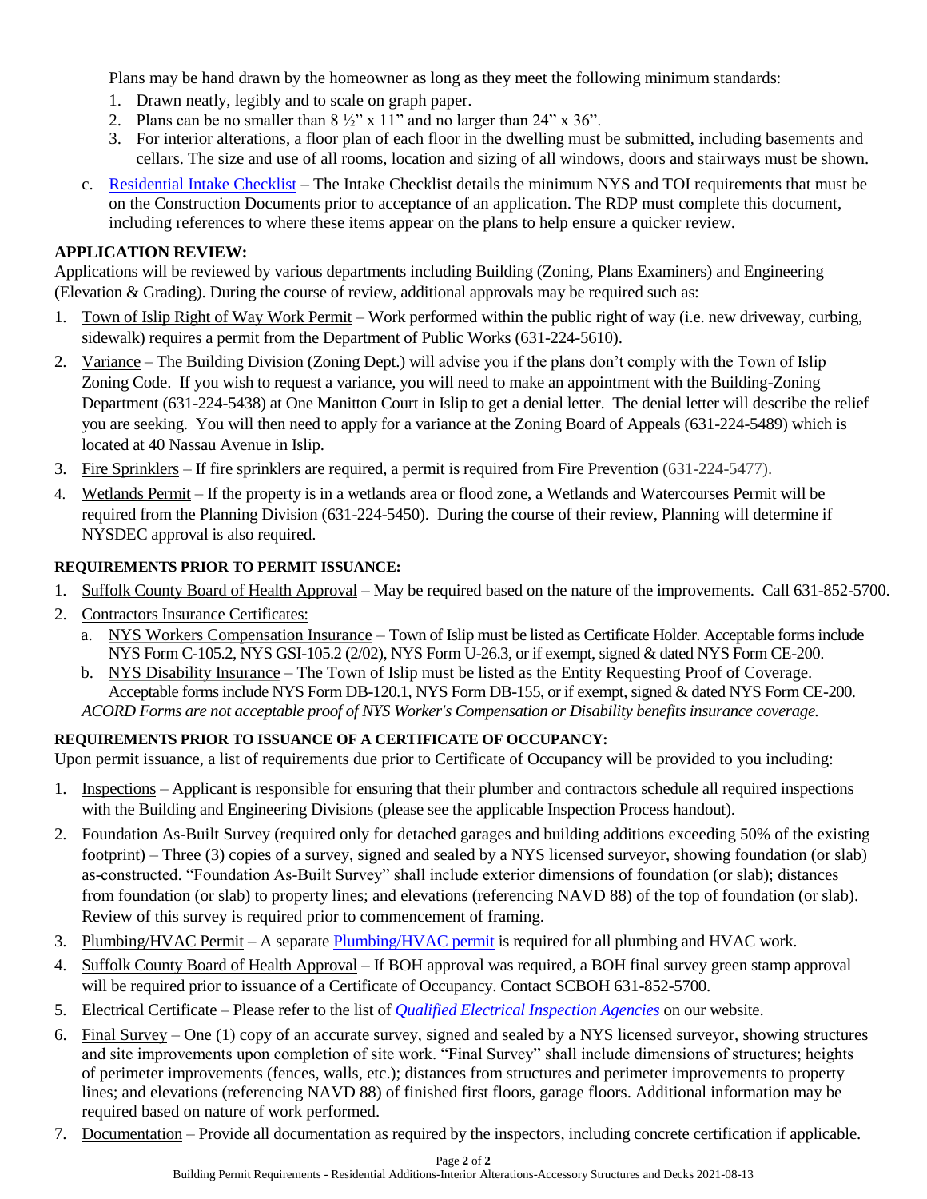Plans may be hand drawn by the homeowner as long as they meet the following minimum standards:

1. Drawn neatly, legibly and to scale on graph paper.
2. Plans can be no smaller than 8 ½" x 11" and no larger than 24" x 36".
3. For interior alterations, a floor plan of each floor in the dwelling must be submitted, including basements and cellars. The size and use of all rooms, location and sizing of all windows, doors and stairways must be shown.

c. Residential Intake Checklist – The Intake Checklist details the minimum NYS and TOI requirements that must be on the Construction Documents prior to acceptance of an application. The RDP must complete this document, including references to where these items appear on the plans to help ensure a quicker review.

## APPLICATION REVIEW:

Applications will be reviewed by various departments including Building (Zoning, Plans Examiners) and Engineering (Elevation & Grading). During the course of review, additional approvals may be required such as:

1. Town of Islip Right of Way Work Permit – Work performed within the public right of way (i.e. new driveway, curbing, sidewalk) requires a permit from the Department of Public Works (631-224-5610).
2. Variance – The Building Division (Zoning Dept.) will advise you if the plans don't comply with the Town of Islip Zoning Code. If you wish to request a variance, you will need to make an appointment with the Building-Zoning Department (631-224-5438) at One Manitton Court in Islip to get a denial letter. The denial letter will describe the relief you are seeking. You will then need to apply for a variance at the Zoning Board of Appeals (631-224-5489) which is located at 40 Nassau Avenue in Islip.
3. Fire Sprinklers – If fire sprinklers are required, a permit is required from Fire Prevention (631-224-5477).
4. Wetlands Permit – If the property is in a wetlands area or flood zone, a Wetlands and Watercourses Permit will be required from the Planning Division (631-224-5450). During the course of their review, Planning will determine if NYSDEC approval is also required.

### REQUIREMENTS PRIOR TO PERMIT ISSUANCE:

1. Suffolk County Board of Health Approval – May be required based on the nature of the improvements. Call 631-852-5700.
2. Contractors Insurance Certificates:
   a. NYS Workers Compensation Insurance – Town of Islip must be listed as Certificate Holder. Acceptable forms include NYS Form C-105.2, NYS GSI-105.2 (2/02), NYS Form U-26.3, or if exempt, signed & dated NYS Form CE-200.
   b. NYS Disability Insurance – The Town of Islip must be listed as the Entity Requesting Proof of Coverage. Acceptable forms include NYS Form DB-120.1, NYS Form DB-155, or if exempt, signed & dated NYS Form CE-200.

*ACORD Forms are not acceptable proof of NYS Worker's Compensation or Disability benefits insurance coverage.*

### REQUIREMENTS PRIOR TO ISSUANCE OF A CERTIFICATE OF OCCUPANCY:

Upon permit issuance, a list of requirements due prior to Certificate of Occupancy will be provided to you including:

1. Inspections – Applicant is responsible for ensuring that their plumber and contractors schedule all required inspections with the Building and Engineering Divisions (please see the applicable Inspection Process handout).
2. Foundation As-Built Survey (required only for detached garages and building additions exceeding 50% of the existing footprint) – Three (3) copies of a survey, signed and sealed by a NYS licensed surveyor, showing foundation (or slab) as-constructed. "Foundation As-Built Survey" shall include exterior dimensions of foundation (or slab); distances from foundation (or slab) to property lines; and elevations (referencing NAVD 88) of the top of foundation (or slab). Review of this survey is required prior to commencement of framing.
3. Plumbing/HVAC Permit – A separate Plumbing/HVAC permit is required for all plumbing and HVAC work.
4. Suffolk County Board of Health Approval – If BOH approval was required, a BOH final survey green stamp approval will be required prior to issuance of a Certificate of Occupancy. Contact SCBOH 631-852-5700.
5. Electrical Certificate – Please refer to the list of *Qualified Electrical Inspection Agencies* on our website.
6. Final Survey – One (1) copy of an accurate survey, signed and sealed by a NYS licensed surveyor, showing structures and site improvements upon completion of site work. "Final Survey" shall include dimensions of structures; heights of perimeter improvements (fences, walls, etc.); distances from structures and perimeter improvements to property lines; and elevations (referencing NAVD 88) of finished first floors, garage floors. Additional information may be required based on nature of work performed.
7. Documentation – Provide all documentation as required by the inspectors, including concrete certification if applicable.